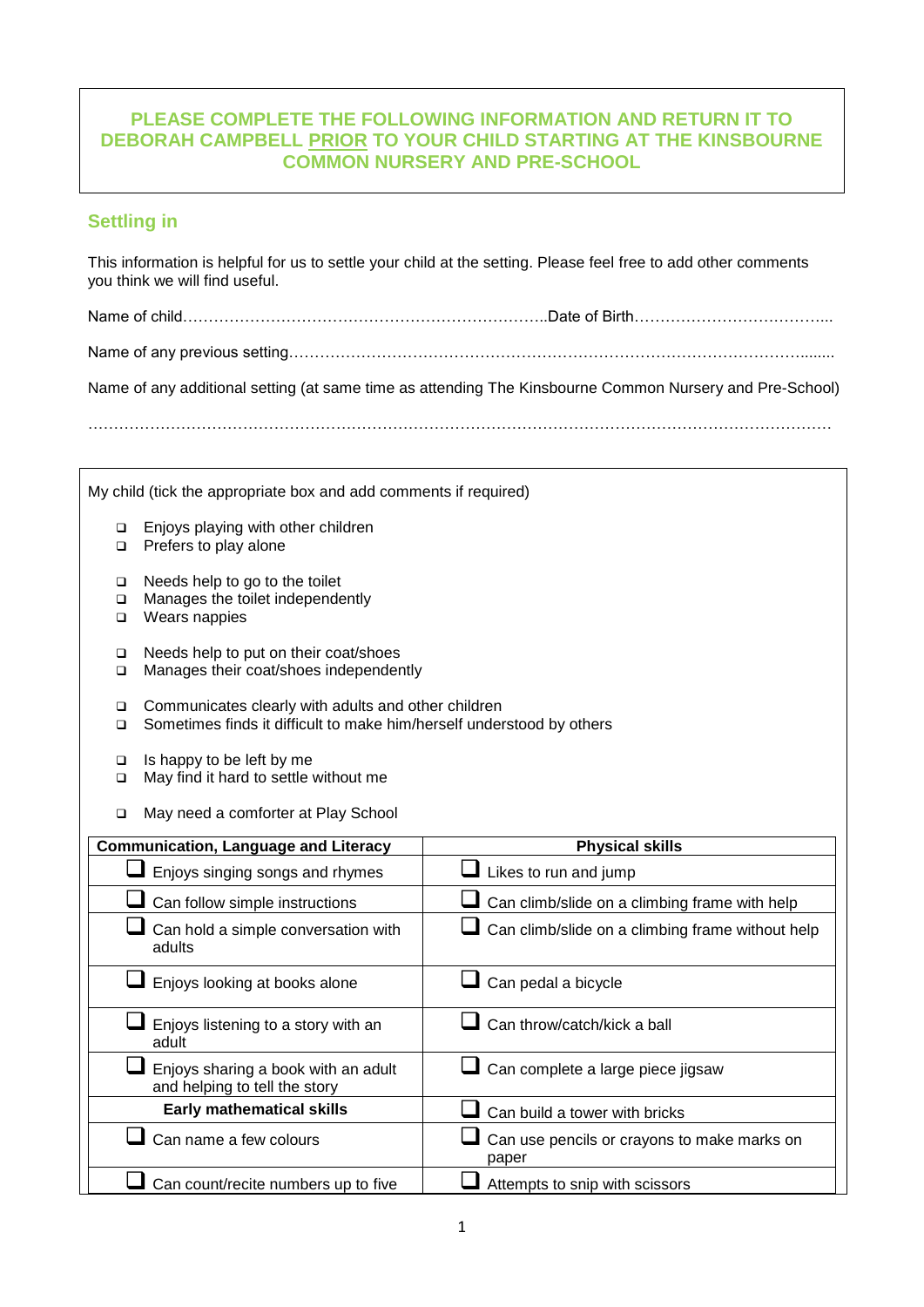**PLEASE COMPLETE THE FOLLOWING INFORMATION AND RETURN IT TO DEBORAH CAMPBELL PRIOR TO YOUR CHILD STARTING AT THE KINSBOURNE COMMON NURSERY AND PRE-SCHOOL**

## Settling in

This information is helpful for us to settle your child at the setting. Please feel free to add other comments you think we will find useful.

Name of child……………………………………………………………..Date of Birth………………………………...

Name of any previous setting……………………………………………………………………………………........

Name of any additional setting (at same time as attending The Kinsbourne Common Nursery and Pre-School)

…………………………………………………………………………………………………………………………

My child (tick the appropriate box and add comments if required)

- ❑ Enjoys playing with other children
- ❑ Prefers to play alone

- ❑ Needs help to go to the toilet
- ❑ Manages the toilet independently
- ❑ Wears nappies

- ❑ Needs help to put on their coat/shoes
- ❑ Manages their coat/shoes independently

- ❑ Communicates clearly with adults and other children
- ❑ Sometimes finds it difficult to make him/herself understood by others

- ❑ Is happy to be left by me
- ❑ May find it hard to settle without me

- ❑ May need a comforter at Play School

| Communication, Language and Literacy | Physical skills |
|---|---|
| ❑ Enjoys singing songs and rhymes | ❑ Likes to run and jump |
| ❑ Can follow simple instructions | ❑ Can climb/slide on a climbing frame with help |
| ❑ Can hold a simple conversation with adults | ❑ Can climb/slide on a climbing frame without help |
| ❑ Enjoys looking at books alone | ❑ Can pedal a bicycle |
| ❑ Enjoys listening to a story with an adult | ❑ Can throw/catch/kick a ball |
| ❑ Enjoys sharing a book with an adult and helping to tell the story | ❑ Can complete a large piece jigsaw |
| **Early mathematical skills** | ❑ Can build a tower with bricks |
| ❑ Can name a few colours | ❑ Can use pencils or crayons to make marks on paper |
| ❑ Can count/recite numbers up to five | ❑ Attempts to snip with scissors |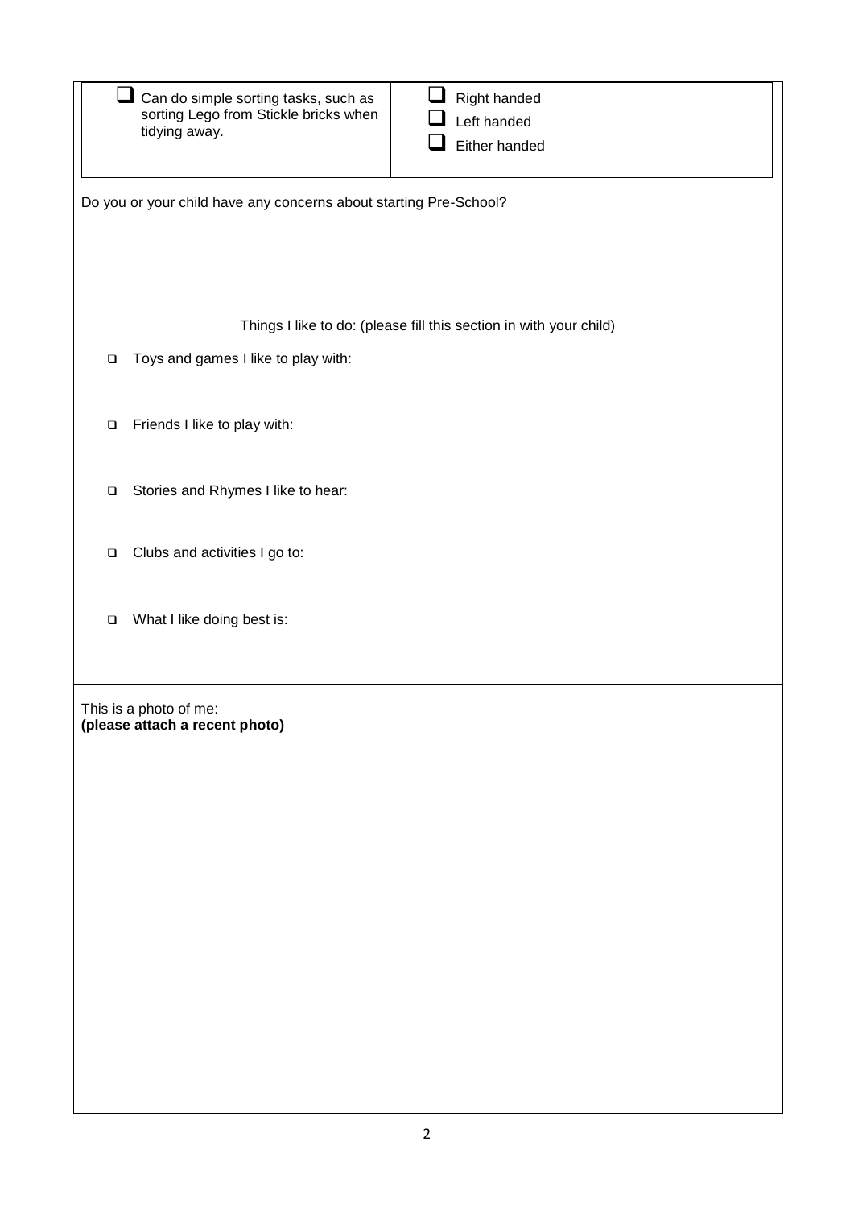| | |
|---|---|
| ☐ Can do simple sorting tasks, such as sorting Lego from Stickle bricks when tidying away. | ☐ Right handed<br>☐ Left handed<br>☐ Either handed |

Do you or your child have any concerns about starting Pre-School?

Things I like to do: (please fill this section in with your child)

- ☐ Toys and games I like to play with:
- ☐ Friends I like to play with:
- ☐ Stories and Rhymes I like to hear:
- ☐ Clubs and activities I go to:
- ☐ What I like doing best is:

This is a photo of me:
**(please attach a recent photo)**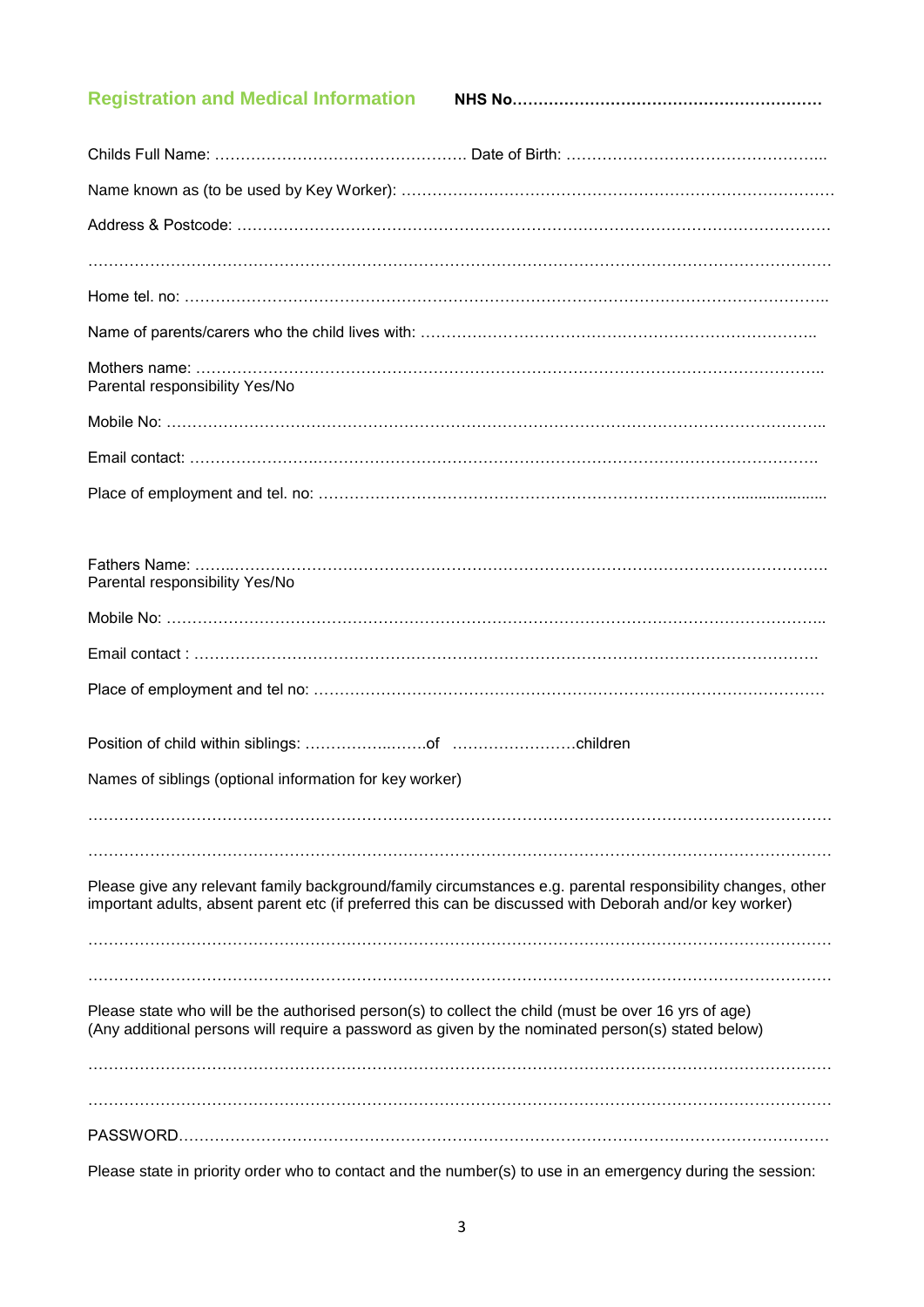## Registration and Medical Information **NHS No……………………………………………………**

Childs Full Name: ………………………………………… Date of Birth: …………………………………………..

Name known as (to be used by Key Worker): ……………………………………………………………………

Address & Postcode: ……………………………………………………………………………………………

………………………………………………………………………………………………………………………

Home tel. no: …………………………………………………………………………………………………..

Name of parents/carers who the child lives with: …………………………………………………………..

Mothers name: ………………………………………………………………………………………………..
Parental responsibility Yes/No

Mobile No: ……………………………………………………………………………………………………..

Email contact: ……………………………………………………………………………………………….

Place of employment and tel. no: ……………………………………………………………………………

Fathers Name: ………………………………………………………………………………………………
Parental responsibility Yes/No

Mobile No: ……………………………………………………………………………………………………..

Email contact : ……………………………………………………………………………………………….

Place of employment and tel no: ……………………………………………………………………………

Position of child within siblings: …………….……of ……………………children

Names of siblings (optional information for key worker)

………………………………………………………………………………………………………………………

………………………………………………………………………………………………………………………

Please give any relevant family background/family circumstances e.g. parental responsibility changes, other important adults, absent parent etc (if preferred this can be discussed with Deborah and/or key worker)

………………………………………………………………………………………………………………………

………………………………………………………………………………………………………………………

Please state who will be the authorised person(s) to collect the child (must be over 16 yrs of age)
(Any additional persons will require a password as given by the nominated person(s) stated below)

………………………………………………………………………………………………………………………

………………………………………………………………………………………………………………………

PASSWORD………………………………………………………………………………………………………

Please state in priority order who to contact and the number(s) to use in an emergency during the session: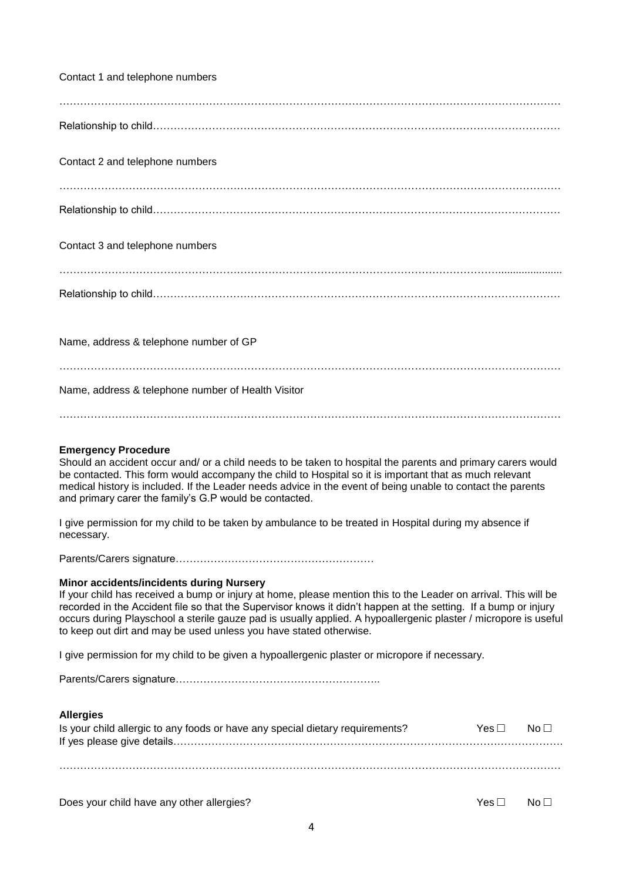Contact 1 and telephone numbers

……………………………………………………………………………………………………………………………

Relationship to child……………………………………………………………………………………………………

Contact 2 and telephone numbers

……………………………………………………………………………………………………………………………

Relationship to child……………………………………………………………………………………………………

Contact 3 and telephone numbers

……………………………………………………………………………………………………………………………

Relationship to child……………………………………………………………………………………………………

Name, address & telephone number of GP

……………………………………………………………………………………………………………………………

Name, address & telephone number of Health Visitor

……………………………………………………………………………………………………………………………

**Emergency Procedure**

Should an accident occur and/ or a child needs to be taken to hospital the parents and primary carers would be contacted. This form would accompany the child to Hospital so it is important that as much relevant medical history is included. If the Leader needs advice in the event of being unable to contact the parents and primary carer the family's G.P would be contacted.

I give permission for my child to be taken by ambulance to be treated in Hospital during my absence if necessary.

Parents/Carers signature…………………………………………………

**Minor accidents/incidents during Nursery**

If your child has received a bump or injury at home, please mention this to the Leader on arrival. This will be recorded in the Accident file so that the Supervisor knows it didn't happen at the setting. If a bump or injury occurs during Playschool a sterile gauze pad is usually applied. A hypoallergenic plaster / micropore is useful to keep out dirt and may be used unless you have stated otherwise.

I give permission for my child to be given a hypoallergenic plaster or micropore if necessary.

Parents/Carers signature…………………………………………………..

**Allergies**

Is your child allergic to any foods or have any special dietary requirements? Yes ☐ No ☐

If yes please give details…………………………………………………………………………………………….

……………………………………………………………………………………………………………………………

Does your child have any other allergies? Yes ☐ No ☐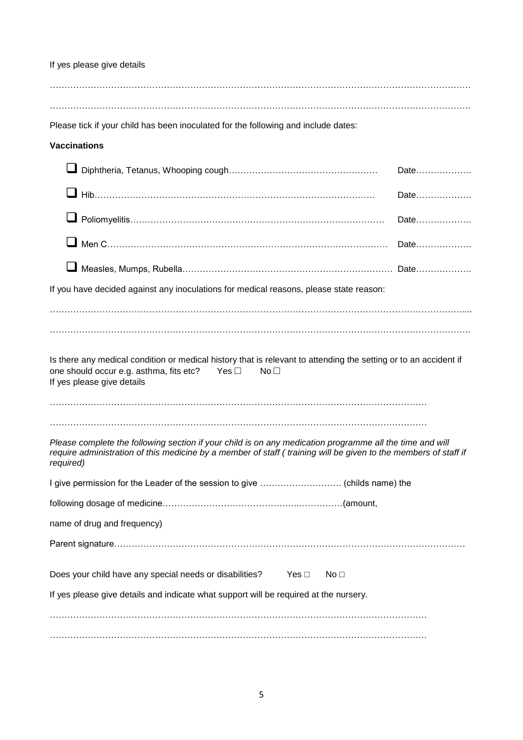If yes please give details

…………………………………………………………………………………………………………………………

…………………………………………………………………………………………………………………………

Please tick if your child has been inoculated for the following and include dates:

**Vaccinations**

- ☐ Diphtheria, Tetanus, Whooping cough…………………………………………… Date……………….
- ☐ Hib………………………………………………………………………………… Date……………….
- ☐ Poliomyelitis……………………………………………………………………… Date……………….
- ☐ Men C……………………………………………………………………………… Date……………….
- ☐ Measles, Mumps, Rubella……………………………………………………… Date……………….

If you have decided against any inoculations for medical reasons, please state reason:

…………………………………………………………………………………………………………………………....

…………………………………………………………………………………………………………………………

Is there any medical condition or medical history that is relevant to attending the setting or to an accident if one should occur e.g. asthma, fits etc? Yes ☐ No ☐
If yes please give details

………………………………………………………………………………………………………………

………………………………………………………………………………………………………………

*Please complete the following section if your child is on any medication programme all the time and will require administration of this medicine by a member of staff ( training will be given to the members of staff if required)*

I give permission for the Leader of the session to give ………………………. (childs name) the

following dosage of medicine……………………………………….……………(amount,

name of drug and frequency)

Parent signature…………………………………………………………………………………………………

Does your child have any special needs or disabilities? Yes ☐ No ☐

If yes please give details and indicate what support will be required at the nursery.

………………………………………………………………………………………………………………

………………………………………………………………………………………………………………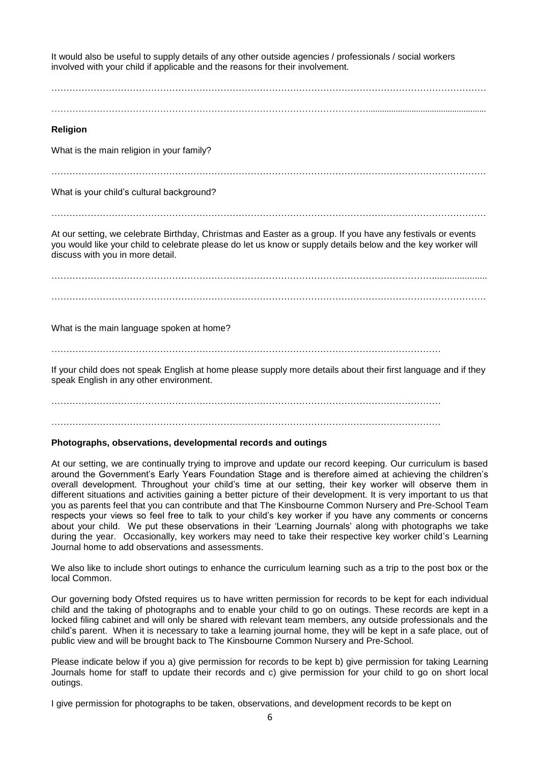It would also be useful to supply details of any other outside agencies / professionals / social workers involved with your child if applicable and the reasons for their involvement.

……………………………………………………………………………………………………………………………

……………………………………………………………………………………………………………………………

**Religion**

What is the main religion in your family?

……………………………………………………………………………………………………………………………

What is your child's cultural background?

……………………………………………………………………………………………………………………………

At our setting, we celebrate Birthday, Christmas and Easter as a group. If you have any festivals or events you would like your child to celebrate please do let us know or supply details below and the key worker will discuss with you in more detail.

……………………………………………………………………………………………………………………………

……………………………………………………………………………………………………………………………

What is the main language spoken at home?

………………………………………………………………………………………………………………

If your child does not speak English at home please supply more details about their first language and if they speak English in any other environment.

………………………………………………………………………………………………………………

………………………………………………………………………………………………………………

**Photographs, observations, developmental records and outings**

At our setting, we are continually trying to improve and update our record keeping. Our curriculum is based around the Government's Early Years Foundation Stage and is therefore aimed at achieving the children's overall development. Throughout your child's time at our setting, their key worker will observe them in different situations and activities gaining a better picture of their development. It is very important to us that you as parents feel that you can contribute and that The Kinsbourne Common Nursery and Pre-School Team respects your views so feel free to talk to your child's key worker if you have any comments or concerns about your child. We put these observations in their 'Learning Journals' along with photographs we take during the year. Occasionally, key workers may need to take their respective key worker child's Learning Journal home to add observations and assessments.

We also like to include short outings to enhance the curriculum learning such as a trip to the post box or the local Common.

Our governing body Ofsted requires us to have written permission for records to be kept for each individual child and the taking of photographs and to enable your child to go on outings. These records are kept in a locked filing cabinet and will only be shared with relevant team members, any outside professionals and the child's parent. When it is necessary to take a learning journal home, they will be kept in a safe place, out of public view and will be brought back to The Kinsbourne Common Nursery and Pre-School.

Please indicate below if you a) give permission for records to be kept b) give permission for taking Learning Journals home for staff to update their records and c) give permission for your child to go on short local outings.

I give permission for photographs to be taken, observations, and development records to be kept on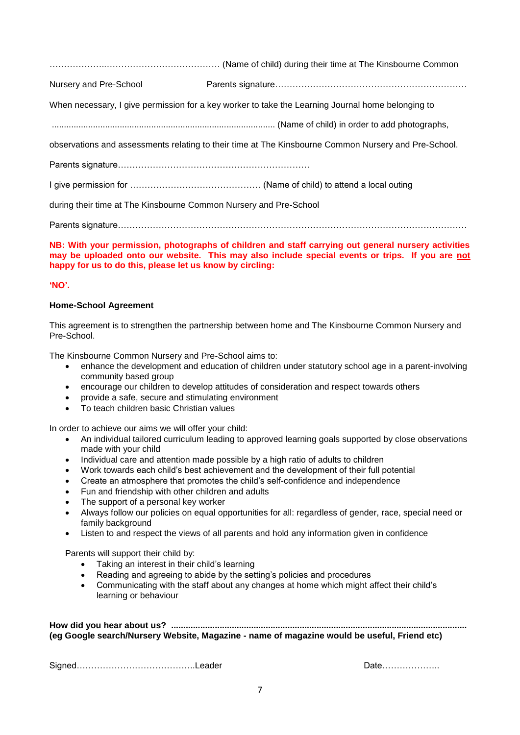…………………..………………………………… (Name of child) during their time at The Kinsbourne Common Nursery and Pre-School          Parents signature…………………………………………………………

When necessary, I give permission for a key worker to take the Learning Journal home belonging to

.......................................................................................... (Name of child) in order to add photographs, observations and assessments relating to their time at The Kinsbourne Common Nursery and Pre-School.

Parents signature…………………………………………………………

I give permission for ……………………………………… (Name of child) to attend a local outing during their time at The Kinsbourne Common Nursery and Pre-School

Parents signature………………………………………………………………………………………………………

**NB: With your permission, photographs of children and staff carrying out general nursery activities may be uploaded onto our website. This may also include special events or trips. If you are <u>not</u> happy for us to do this, please let us know by circling:**

**'NO'.**

**Home-School Agreement**

This agreement is to strengthen the partnership between home and The Kinsbourne Common Nursery and Pre-School.

The Kinsbourne Common Nursery and Pre-School aims to:

- enhance the development and education of children under statutory school age in a parent-involving community based group
- encourage our children to develop attitudes of consideration and respect towards others
- provide a safe, secure and stimulating environment
- To teach children basic Christian values

In order to achieve our aims we will offer your child:

- An individual tailored curriculum leading to approved learning goals supported by close observations made with your child
- Individual care and attention made possible by a high ratio of adults to children
- Work towards each child's best achievement and the development of their full potential
- Create an atmosphere that promotes the child's self-confidence and independence
- Fun and friendship with other children and adults
- The support of a personal key worker
- Always follow our policies on equal opportunities for all: regardless of gender, race, special need or family background
- Listen to and respect the views of all parents and hold any information given in confidence

Parents will support their child by:

- Taking an interest in their child's learning
- Reading and agreeing to abide by the setting's policies and procedures
- Communicating with the staff about any changes at home which might affect their child's learning or behaviour

**How did you hear about us? ........................................................................................................................**
**(eg Google search/Nursery Website, Magazine - name of magazine would be useful, Friend etc)**

Signed…………………………………..Leader                                        Date………………..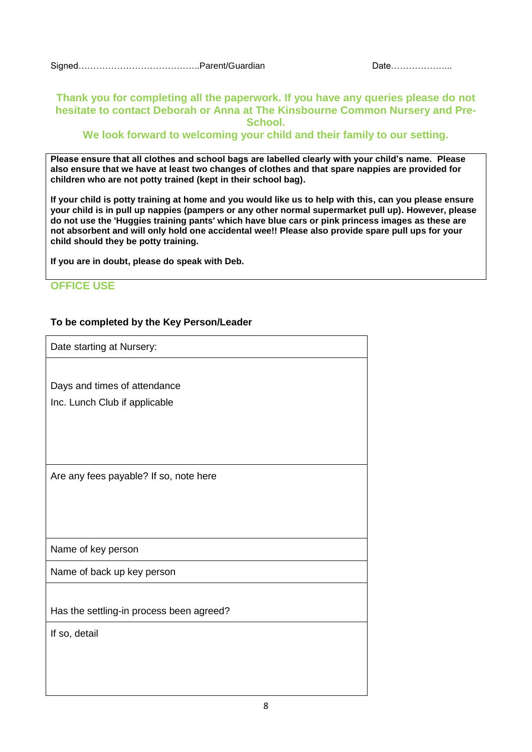Signed…………………………………..Parent/Guardian                    Date………………...

**Thank you for completing all the paperwork. If you have any queries please do not hesitate to contact Deborah or Anna at The Kinsbourne Common Nursery and Pre-School.**

**We look forward to welcoming your child and their family to our setting.**

**Please ensure that all clothes and school bags are labelled clearly with your child's name. Please also ensure that we have at least two changes of clothes and that spare nappies are provided for children who are not potty trained (kept in their school bag).**

**If your child is potty training at home and you would like us to help with this, can you please ensure your child is in pull up nappies (pampers or any other normal supermarket pull up). However, please do not use the 'Huggies training pants' which have blue cars or pink princess images as these are not absorbent and will only hold one accidental wee!! Please also provide spare pull ups for your child should they be potty training.**

**If you are in doubt, please do speak with Deb.**

## OFFICE USE

**To be completed by the Key Person/Leader**

| Date starting at Nursery: |
|---|
| Days and times of attendance<br>Inc. Lunch Club if applicable |
| Are any fees payable? If so, note here |
| Name of key person |
| Name of back up key person |
| Has the settling-in process been agreed? |
| If so, detail |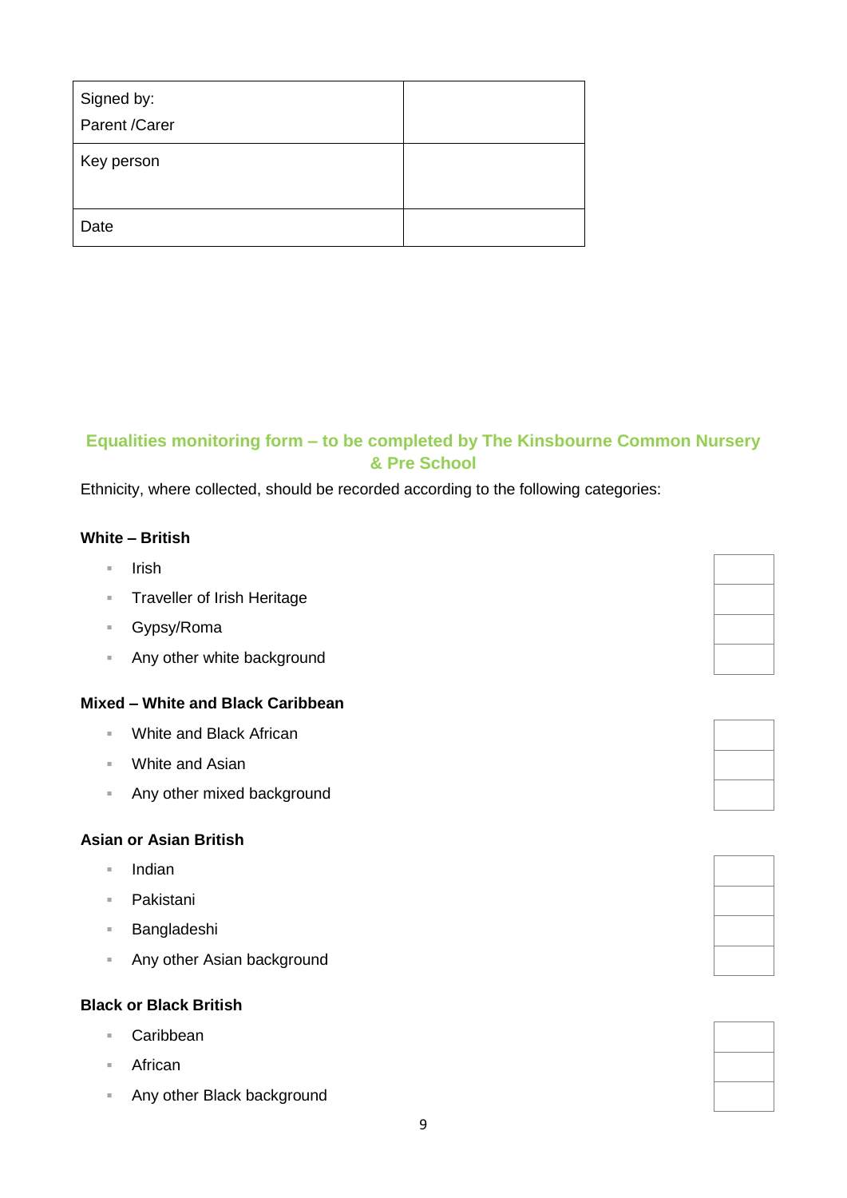| Signed by:<br>Parent /Carer | |
|---|---|
| Key person | |
| Date | |

## Equalities monitoring form – to be completed by The Kinsbourne Common Nursery & Pre School

Ethnicity, where collected, should be recorded according to the following categories:

**White – British**

- Irish
- Traveller of Irish Heritage
- Gypsy/Roma
- Any other white background

**Mixed – White and Black Caribbean**

- White and Black African
- White and Asian
- Any other mixed background

**Asian or Asian British**

- Indian
- Pakistani
- Bangladeshi
- Any other Asian background

**Black or Black British**

- Caribbean
- African
- Any other Black background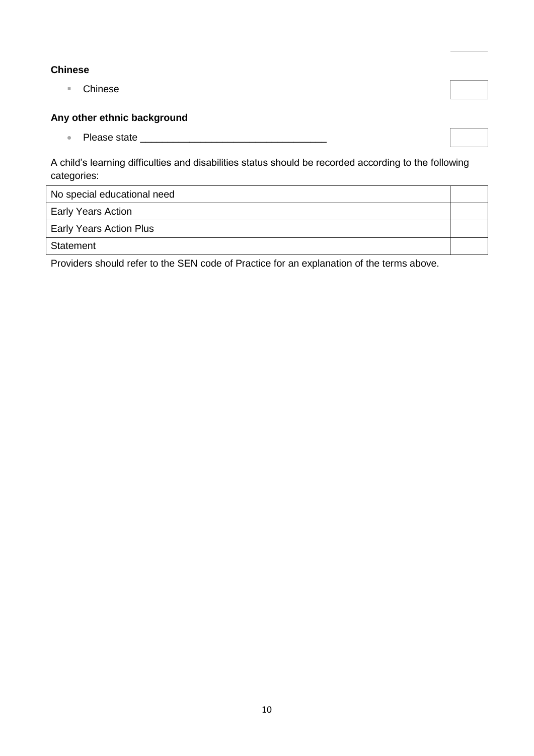**Chinese**

- Chinese

**Any other ethnic background**

- Please state \_\_\_\_\_\_\_\_\_\_\_\_\_\_\_\_\_\_\_\_\_\_\_\_\_\_\_\_\_\_\_\_\_

A child's learning difficulties and disabilities status should be recorded according to the following categories:

| | |
|---|---|
| No special educational need | |
| Early Years Action | |
| Early Years Action Plus | |
| Statement | |

Providers should refer to the SEN code of Practice for an explanation of the terms above.